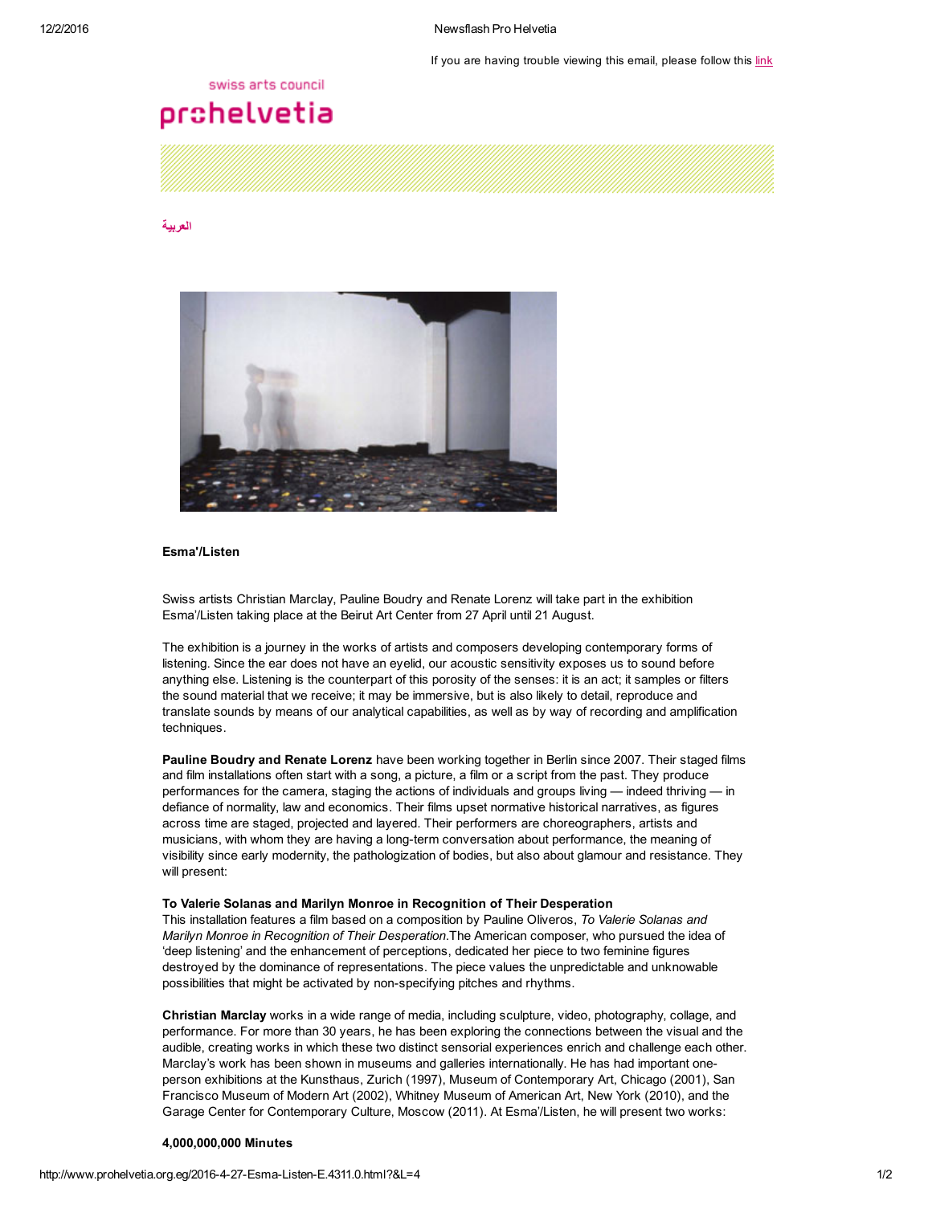If you are having trouble viewing this email, please follow this link

swiss arts council
prohelvetia

العربية

**Esma'/Listen**

Swiss artists Christian Marclay, Pauline Boudry and Renate Lorenz will take part in the exhibition Esma'/Listen taking place at the Beirut Art Center from 27 April until 21 August.

The exhibition is a journey in the works of artists and composers developing contemporary forms of listening. Since the ear does not have an eyelid, our acoustic sensitivity exposes us to sound before anything else. Listening is the counterpart of this porosity of the senses: it is an act; it samples or filters the sound material that we receive; it may be immersive, but is also likely to detail, reproduce and translate sounds by means of our analytical capabilities, as well as by way of recording and amplification techniques.

**Pauline Boudry and Renate Lorenz** have been working together in Berlin since 2007. Their staged films and film installations often start with a song, a picture, a film or a script from the past. They produce performances for the camera, staging the actions of individuals and groups living — indeed thriving — in defiance of normality, law and economics. Their films upset normative historical narratives, as figures across time are staged, projected and layered. Their performers are choreographers, artists and musicians, with whom they are having a long-term conversation about performance, the meaning of visibility since early modernity, the pathologization of bodies, but also about glamour and resistance. They will present:

**To Valerie Solanas and Marilyn Monroe in Recognition of Their Desperation**
This installation features a film based on a composition by Pauline Oliveros, *To Valerie Solanas and Marilyn Monroe in Recognition of Their Desperation*.The American composer, who pursued the idea of 'deep listening' and the enhancement of perceptions, dedicated her piece to two feminine figures destroyed by the dominance of representations. The piece values the unpredictable and unknowable possibilities that might be activated by non-specifying pitches and rhythms.

**Christian Marclay** works in a wide range of media, including sculpture, video, photography, collage, and performance. For more than 30 years, he has been exploring the connections between the visual and the audible, creating works in which these two distinct sensorial experiences enrich and challenge each other. Marclay's work has been shown in museums and galleries internationally. He has had important one-person exhibitions at the Kunsthaus, Zurich (1997), Museum of Contemporary Art, Chicago (2001), San Francisco Museum of Modern Art (2002), Whitney Museum of American Art, New York (2010), and the Garage Center for Contemporary Culture, Moscow (2011). At Esma'/Listen, he will present two works:

**4,000,000,000 Minutes**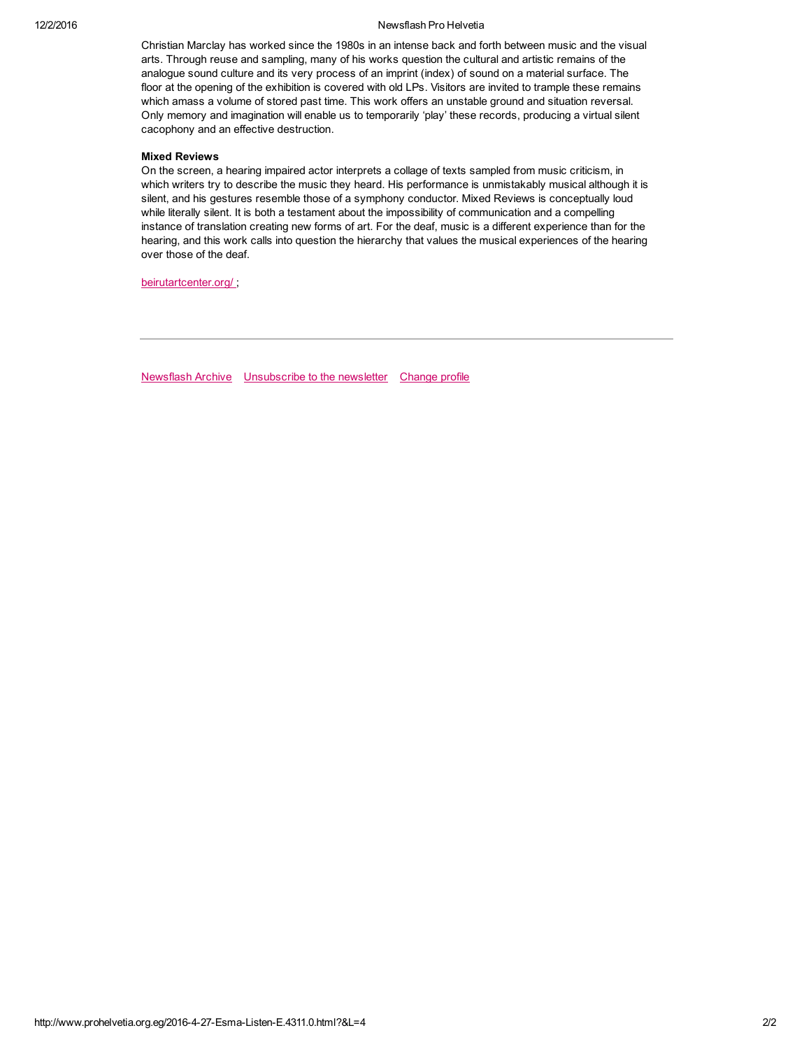Christian Marclay has worked since the 1980s in an intense back and forth between music and the visual arts. Through reuse and sampling, many of his works question the cultural and artistic remains of the analogue sound culture and its very process of an imprint (index) of sound on a material surface. The floor at the opening of the exhibition is covered with old LPs. Visitors are invited to trample these remains which amass a volume of stored past time. This work offers an unstable ground and situation reversal. Only memory and imagination will enable us to temporarily 'play' these records, producing a virtual silent cacophony and an effective destruction.

**Mixed Reviews**

On the screen, a hearing impaired actor interprets a collage of texts sampled from music criticism, in which writers try to describe the music they heard. His performance is unmistakably musical although it is silent, and his gestures resemble those of a symphony conductor. Mixed Reviews is conceptually loud while literally silent. It is both a testament about the impossibility of communication and a compelling instance of translation creating new forms of art. For the deaf, music is a different experience than for the hearing, and this work calls into question the hierarchy that values the musical experiences of the hearing over those of the deaf.

beirutartcenter.org/ ;

---

Newsflash Archive   Unsubscribe to the newsletter   Change profile